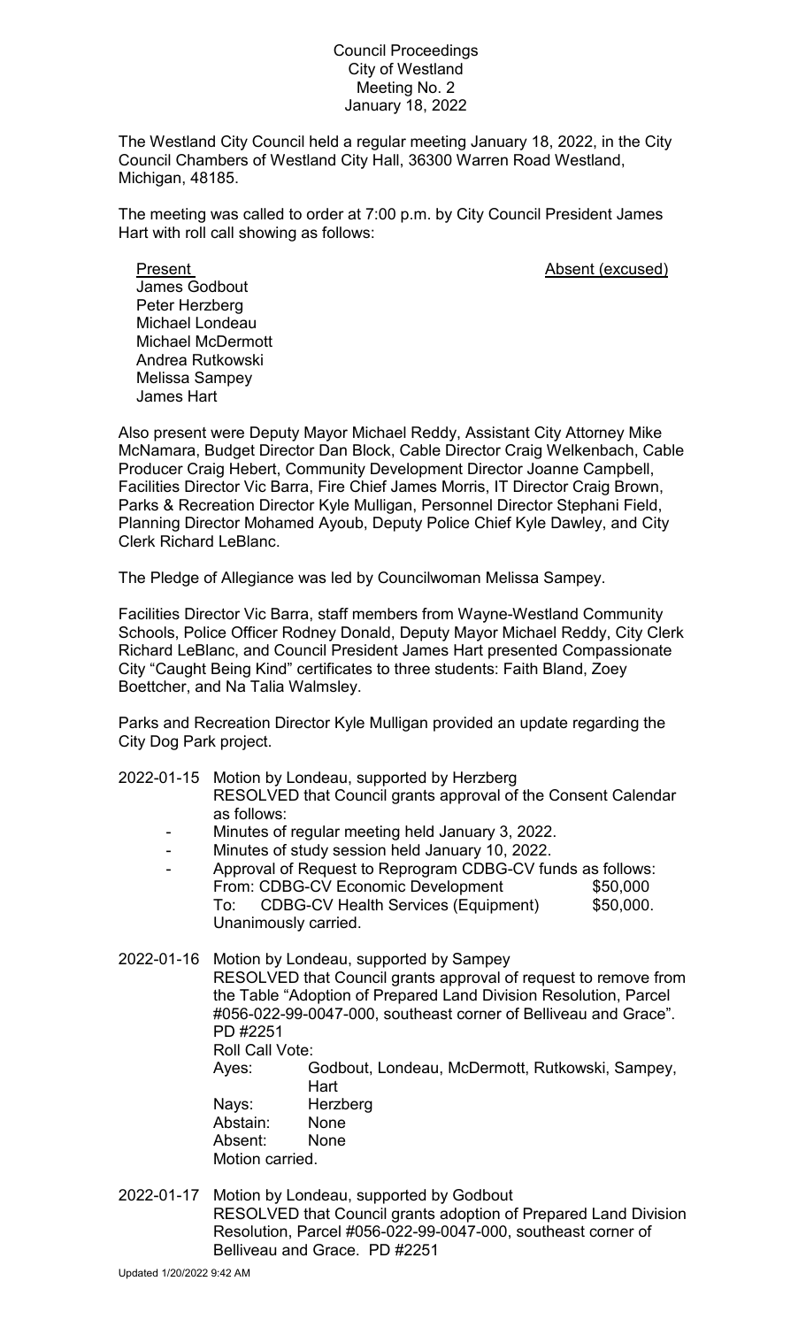Council Proceedings
City of Westland
Meeting No. 2
January 18, 2022

The Westland City Council held a regular meeting January 18, 2022, in the City Council Chambers of Westland City Hall, 36300 Warren Road Westland, Michigan, 48185.

The meeting was called to order at 7:00 p.m. by City Council President James Hart with roll call showing as follows:

| Present | Absent (excused) |
|---|---|
| James Godbout | |
| Peter Herzberg | |
| Michael Londeau | |
| Michael McDermott | |
| Andrea Rutkowski | |
| Melissa Sampey | |
| James Hart | |

Also present were Deputy Mayor Michael Reddy, Assistant City Attorney Mike McNamara, Budget Director Dan Block, Cable Director Craig Welkenbach, Cable Producer Craig Hebert, Community Development Director Joanne Campbell, Facilities Director Vic Barra, Fire Chief James Morris, IT Director Craig Brown, Parks & Recreation Director Kyle Mulligan, Personnel Director Stephani Field, Planning Director Mohamed Ayoub, Deputy Police Chief Kyle Dawley, and City Clerk Richard LeBlanc.

The Pledge of Allegiance was led by Councilwoman Melissa Sampey.

Facilities Director Vic Barra, staff members from Wayne-Westland Community Schools, Police Officer Rodney Donald, Deputy Mayor Michael Reddy, City Clerk Richard LeBlanc, and Council President James Hart presented Compassionate City "Caught Being Kind" certificates to three students: Faith Bland, Zoey Boettcher, and Na Talia Walmsley.

Parks and Recreation Director Kyle Mulligan provided an update regarding the City Dog Park project.

2022-01-15 Motion by Londeau, supported by Herzberg
RESOLVED that Council grants approval of the Consent Calendar as follows:

- Minutes of regular meeting held January 3, 2022.
- Minutes of study session held January 10, 2022.
- Approval of Request to Reprogram CDBG-CV funds as follows:
  From: CDBG-CV Economic Development $50,000
  To: CDBG-CV Health Services (Equipment) $50,000.

Unanimously carried.

2022-01-16 Motion by Londeau, supported by Sampey
RESOLVED that Council grants approval of request to remove from the Table "Adoption of Prepared Land Division Resolution, Parcel #056-022-99-0047-000, southeast corner of Belliveau and Grace". PD #2251
Roll Call Vote:
Ayes: Godbout, Londeau, McDermott, Rutkowski, Sampey, Hart
Nays: Herzberg
Abstain: None
Absent: None
Motion carried.

2022-01-17 Motion by Londeau, supported by Godbout
RESOLVED that Council grants adoption of Prepared Land Division Resolution, Parcel #056-022-99-0047-000, southeast corner of Belliveau and Grace. PD #2251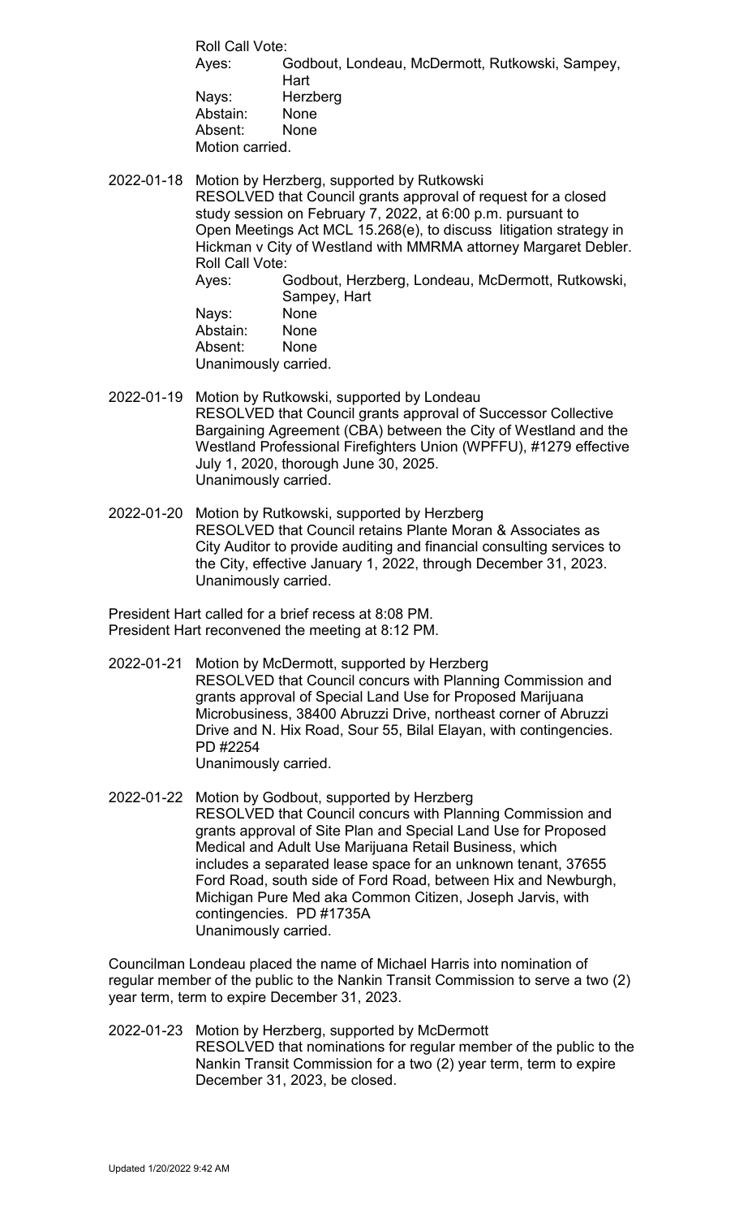Roll Call Vote:
Ayes: Godbout, Londeau, McDermott, Rutkowski, Sampey, Hart
Nays: Herzberg
Abstain: None
Absent: None
Motion carried.

2022-01-18 Motion by Herzberg, supported by Rutkowski
RESOLVED that Council grants approval of request for a closed study session on February 7, 2022, at 6:00 p.m. pursuant to Open Meetings Act MCL 15.268(e), to discuss litigation strategy in Hickman v City of Westland with MMRMA attorney Margaret Debler.
Roll Call Vote:
Ayes: Godbout, Herzberg, Londeau, McDermott, Rutkowski, Sampey, Hart
Nays: None
Abstain: None
Absent: None
Unanimously carried.

2022-01-19 Motion by Rutkowski, supported by Londeau
RESOLVED that Council grants approval of Successor Collective Bargaining Agreement (CBA) between the City of Westland and the Westland Professional Firefighters Union (WPFFU), #1279 effective July 1, 2020, thorough June 30, 2025.
Unanimously carried.

2022-01-20 Motion by Rutkowski, supported by Herzberg
RESOLVED that Council retains Plante Moran & Associates as City Auditor to provide auditing and financial consulting services to the City, effective January 1, 2022, through December 31, 2023.
Unanimously carried.

President Hart called for a brief recess at 8:08 PM.
President Hart reconvened the meeting at 8:12 PM.

2022-01-21 Motion by McDermott, supported by Herzberg
RESOLVED that Council concurs with Planning Commission and grants approval of Special Land Use for Proposed Marijuana Microbusiness, 38400 Abruzzi Drive, northeast corner of Abruzzi Drive and N. Hix Road, Sour 55, Bilal Elayan, with contingencies. PD #2254
Unanimously carried.

2022-01-22 Motion by Godbout, supported by Herzberg
RESOLVED that Council concurs with Planning Commission and grants approval of Site Plan and Special Land Use for Proposed Medical and Adult Use Marijuana Retail Business, which includes a separated lease space for an unknown tenant, 37655 Ford Road, south side of Ford Road, between Hix and Newburgh, Michigan Pure Med aka Common Citizen, Joseph Jarvis, with contingencies. PD #1735A
Unanimously carried.

Councilman Londeau placed the name of Michael Harris into nomination of regular member of the public to the Nankin Transit Commission to serve a two (2) year term, term to expire December 31, 2023.

2022-01-23 Motion by Herzberg, supported by McDermott
RESOLVED that nominations for regular member of the public to the Nankin Transit Commission for a two (2) year term, term to expire December 31, 2023, be closed.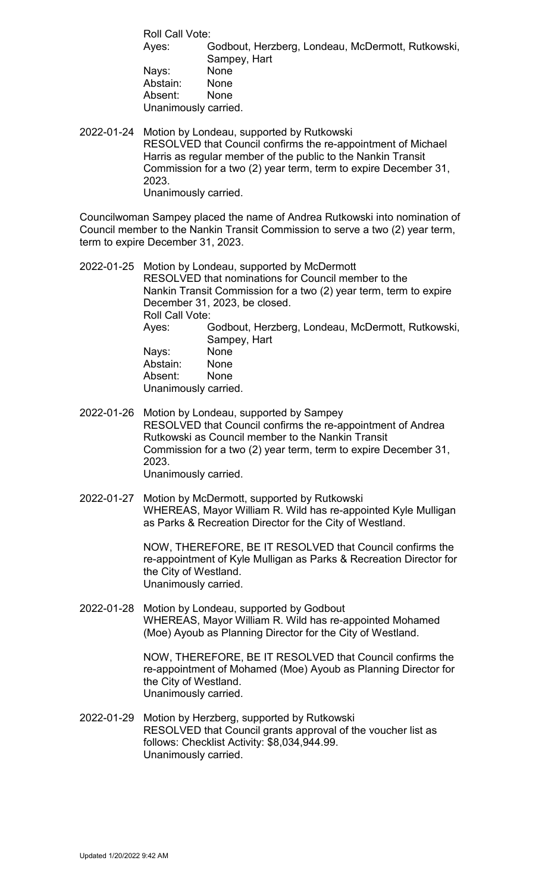Roll Call Vote:
Ayes: Godbout, Herzberg, Londeau, McDermott, Rutkowski, Sampey, Hart
Nays: None
Abstain: None
Absent: None
Unanimously carried.

2022-01-24 Motion by Londeau, supported by Rutkowski
RESOLVED that Council confirms the re-appointment of Michael Harris as regular member of the public to the Nankin Transit Commission for a two (2) year term, term to expire December 31, 2023.
Unanimously carried.

Councilwoman Sampey placed the name of Andrea Rutkowski into nomination of Council member to the Nankin Transit Commission to serve a two (2) year term, term to expire December 31, 2023.

2022-01-25 Motion by Londeau, supported by McDermott
RESOLVED that nominations for Council member to the Nankin Transit Commission for a two (2) year term, term to expire December 31, 2023, be closed.
Roll Call Vote:
Ayes: Godbout, Herzberg, Londeau, McDermott, Rutkowski, Sampey, Hart
Nays: None
Abstain: None
Absent: None
Unanimously carried.

2022-01-26 Motion by Londeau, supported by Sampey
RESOLVED that Council confirms the re-appointment of Andrea Rutkowski as Council member to the Nankin Transit Commission for a two (2) year term, term to expire December 31, 2023.
Unanimously carried.

2022-01-27 Motion by McDermott, supported by Rutkowski
WHEREAS, Mayor William R. Wild has re-appointed Kyle Mulligan as Parks & Recreation Director for the City of Westland.

NOW, THEREFORE, BE IT RESOLVED that Council confirms the re-appointment of Kyle Mulligan as Parks & Recreation Director for the City of Westland.
Unanimously carried.

2022-01-28 Motion by Londeau, supported by Godbout
WHEREAS, Mayor William R. Wild has re-appointed Mohamed (Moe) Ayoub as Planning Director for the City of Westland.

NOW, THEREFORE, BE IT RESOLVED that Council confirms the re-appointment of Mohamed (Moe) Ayoub as Planning Director for the City of Westland.
Unanimously carried.

2022-01-29 Motion by Herzberg, supported by Rutkowski
RESOLVED that Council grants approval of the voucher list as follows: Checklist Activity: $8,034,944.99.
Unanimously carried.

Updated 1/20/2022 9:42 AM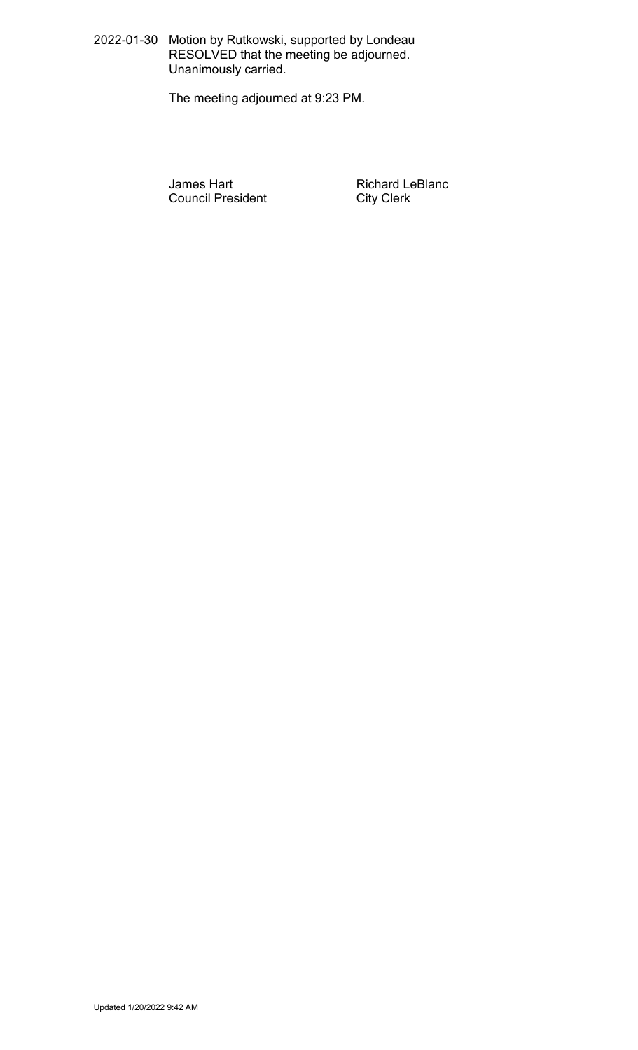2022-01-30 Motion by Rutkowski, supported by Londeau
RESOLVED that the meeting be adjourned.
Unanimously carried.

The meeting adjourned at 9:23 PM.

James Hart
Council President

Richard LeBlanc
City Clerk

Updated 1/20/2022 9:42 AM